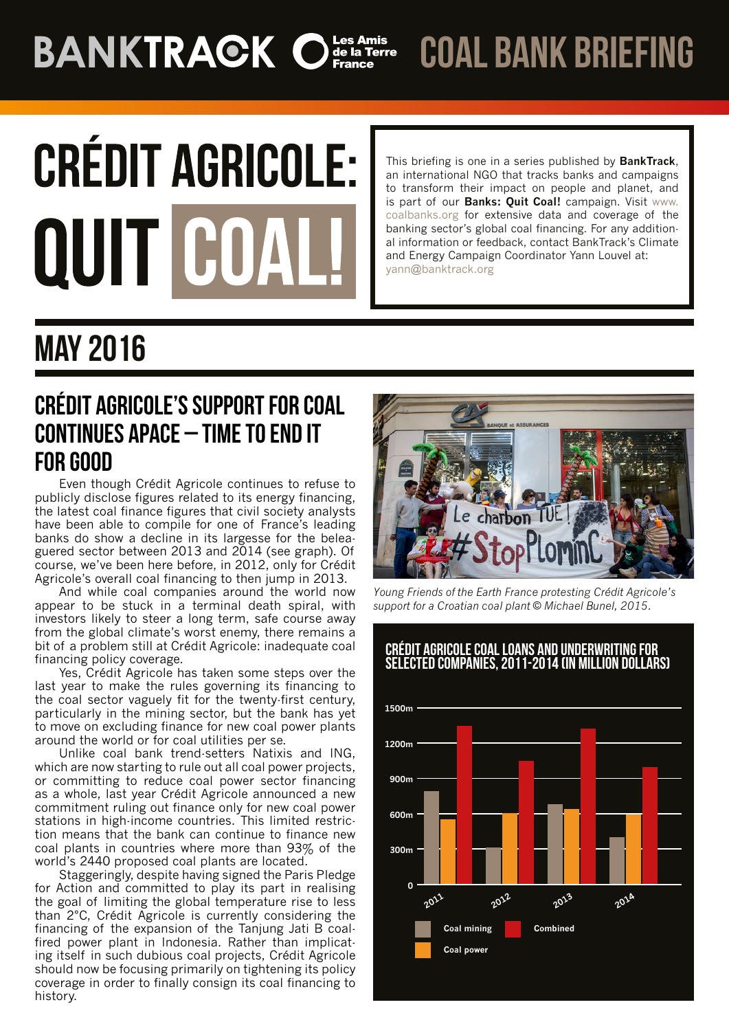BANKTRACK Les Amis de la Terre France **COAL BANK BRIEFING**

# CRÉDIT AGRICOLE: QUIT COAL!

This briefing is one in a series published by **BankTrack**, an international NGO that tracks banks and campaigns to transform their impact on people and planet, and is part of our **Banks: Quit Coal!** campaign. Visit www.coalbanks.org for extensive data and coverage of the banking sector's global coal financing. For any additional information or feedback, contact BankTrack's Climate and Energy Campaign Coordinator Yann Louvel at: yann@banktrack.org

## MAY 2016

## CRÉDIT AGRICOLE'S SUPPORT FOR COAL CONTINUES APACE – TIME TO END IT FOR GOOD

Even though Crédit Agricole continues to refuse to publicly disclose figures related to its energy financing, the latest coal finance figures that civil society analysts have been able to compile for one of France's leading banks do show a decline in its largesse for the beleaguered sector between 2013 and 2014 (see graph). Of course, we've been here before, in 2012, only for Crédit Agricole's overall coal financing to then jump in 2013.

And while coal companies around the world now appear to be stuck in a terminal death spiral, with investors likely to steer a long term, safe course away from the global climate's worst enemy, there remains a bit of a problem still at Crédit Agricole: inadequate coal financing policy coverage.

Yes, Crédit Agricole has taken some steps over the last year to make the rules governing its financing to the coal sector vaguely fit for the twenty-first century, particularly in the mining sector, but the bank has yet to move on excluding finance for new coal power plants around the world or for coal utilities per se.

Unlike coal bank trend-setters Natixis and ING, which are now starting to rule out all coal power projects, or committing to reduce coal power sector financing as a whole, last year Crédit Agricole announced a new commitment ruling out finance only for new coal power stations in high-income countries. This limited restriction means that the bank can continue to finance new coal plants in countries where more than 93% of the world's 2440 proposed coal plants are located.

Staggeringly, despite having signed the Paris Pledge for Action and committed to play its part in realising the goal of limiting the global temperature rise to less than 2°C, Crédit Agricole is currently considering the financing of the expansion of the Tanjung Jati B coal-fired power plant in Indonesia. Rather than implicating itself in such dubious coal projects, Crédit Agricole should now be focusing primarily on tightening its policy coverage in order to finally consign its coal financing to history.

*Young Friends of the Earth France protesting Crédit Agricole's support for a Croatian coal plant © Michael Bunel, 2015.*

**CRÉDIT AGRICOLE COAL LOANS AND UNDERWRITING FOR SELECTED COMPANIES, 2011-2014 (IN MILLION DOLLARS)**

Legend: Coal mining, Coal power, Combined. Y-axis: 0, 300m, 600m, 900m, 1200m, 1500m. X-axis: 2011, 2012, 2013, 2014.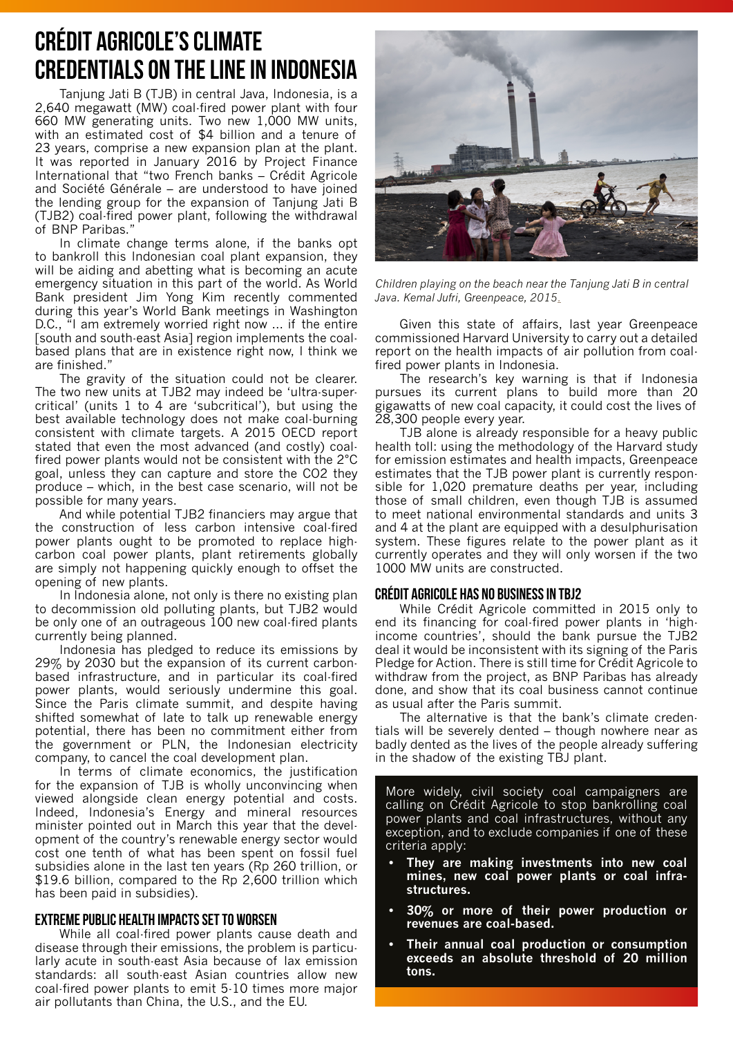# CRÉDIT AGRICOLE'S CLIMATE CREDENTIALS ON THE LINE IN INDONESIA

Tanjung Jati B (TJB) in central Java, Indonesia, is a 2,640 megawatt (MW) coal-fired power plant with four 660 MW generating units. Two new 1,000 MW units, with an estimated cost of $4 billion and a tenure of 23 years, comprise a new expansion plan at the plant. It was reported in January 2016 by Project Finance International that "two French banks – Crédit Agricole and Société Générale – are understood to have joined the lending group for the expansion of Tanjung Jati B (TJB2) coal-fired power plant, following the withdrawal of BNP Paribas."

In climate change terms alone, if the banks opt to bankroll this Indonesian coal plant expansion, they will be aiding and abetting what is becoming an acute emergency situation in this part of the world. As World Bank president Jim Yong Kim recently commented during this year's World Bank meetings in Washington D.C., "I am extremely worried right now ... if the entire [south and south-east Asia] region implements the coal-based plans that are in existence right now, I think we are finished."

The gravity of the situation could not be clearer. The two new units at TJB2 may indeed be 'ultra-super-critical' (units 1 to 4 are 'subcritical'), but using the best available technology does not make coal-burning consistent with climate targets. A 2015 OECD report stated that even the most advanced (and costly) coal-fired power plants would not be consistent with the 2°C goal, unless they can capture and store the CO2 they produce – which, in the best case scenario, will not be possible for many years.

And while potential TJB2 financiers may argue that the construction of less carbon intensive coal-fired power plants ought to be promoted to replace high-carbon coal power plants, plant retirements globally are simply not happening quickly enough to offset the opening of new plants.

In Indonesia alone, not only is there no existing plan to decommission old polluting plants, but TJB2 would be only one of an outrageous 100 new coal-fired plants currently being planned.

Indonesia has pledged to reduce its emissions by 29% by 2030 but the expansion of its current carbon-based infrastructure, and in particular its coal-fired power plants, would seriously undermine this goal. Since the Paris climate summit, and despite having shifted somewhat of late to talk up renewable energy potential, there has been no commitment either from the government or PLN, the Indonesian electricity company, to cancel the coal development plan.

In terms of climate economics, the justification for the expansion of TJB is wholly unconvincing when viewed alongside clean energy potential and costs. Indeed, Indonesia's Energy and mineral resources minister pointed out in March this year that the development of the country's renewable energy sector would cost one tenth of what has been spent on fossil fuel subsidies alone in the last ten years (Rp 260 trillion, or $19.6 billion, compared to the Rp 2,600 trillion which has been paid in subsidies).

## EXTREME PUBLIC HEALTH IMPACTS SET TO WORSEN

While all coal-fired power plants cause death and disease through their emissions, the problem is particularly acute in south-east Asia because of lax emission standards: all south-east Asian countries allow new coal-fired power plants to emit 5-10 times more major air pollutants than China, the U.S., and the EU.

*Children playing on the beach near the Tanjung Jati B in central Java. Kemal Jufri, Greenpeace, 2015.*

Given this state of affairs, last year Greenpeace commissioned Harvard University to carry out a detailed report on the health impacts of air pollution from coal-fired power plants in Indonesia.

The research's key warning is that if Indonesia pursues its current plans to build more than 20 gigawatts of new coal capacity, it could cost the lives of 28,300 people every year.

TJB alone is already responsible for a heavy public health toll: using the methodology of the Harvard study for emission estimates and health impacts, Greenpeace estimates that the TJB power plant is currently responsible for 1,020 premature deaths per year, including those of small children, even though TJB is assumed to meet national environmental standards and units 3 and 4 at the plant are equipped with a desulphurisation system. These figures relate to the power plant as it currently operates and they will only worsen if the two 1000 MW units are constructed.

## CRÉDIT AGRICOLE HAS NO BUSINESS IN TBJ2

While Crédit Agricole committed in 2015 only to end its financing for coal-fired power plants in 'high-income countries', should the bank pursue the TJB2 deal it would be inconsistent with its signing of the Paris Pledge for Action. There is still time for Crédit Agricole to withdraw from the project, as BNP Paribas has already done, and show that its coal business cannot continue as usual after the Paris summit.

The alternative is that the bank's climate credentials will be severely dented – though nowhere near as badly dented as the lives of the people already suffering in the shadow of the existing TBJ plant.

More widely, civil society coal campaigners are calling on Crédit Agricole to stop bankrolling coal power plants and coal infrastructures, without any exception, and to exclude companies if one of these criteria apply:

- **They are making investments into new coal mines, new coal power plants or coal infrastructures.**
- **30% or more of their power production or revenues are coal-based.**
- **Their annual coal production or consumption exceeds an absolute threshold of 20 million tons.**